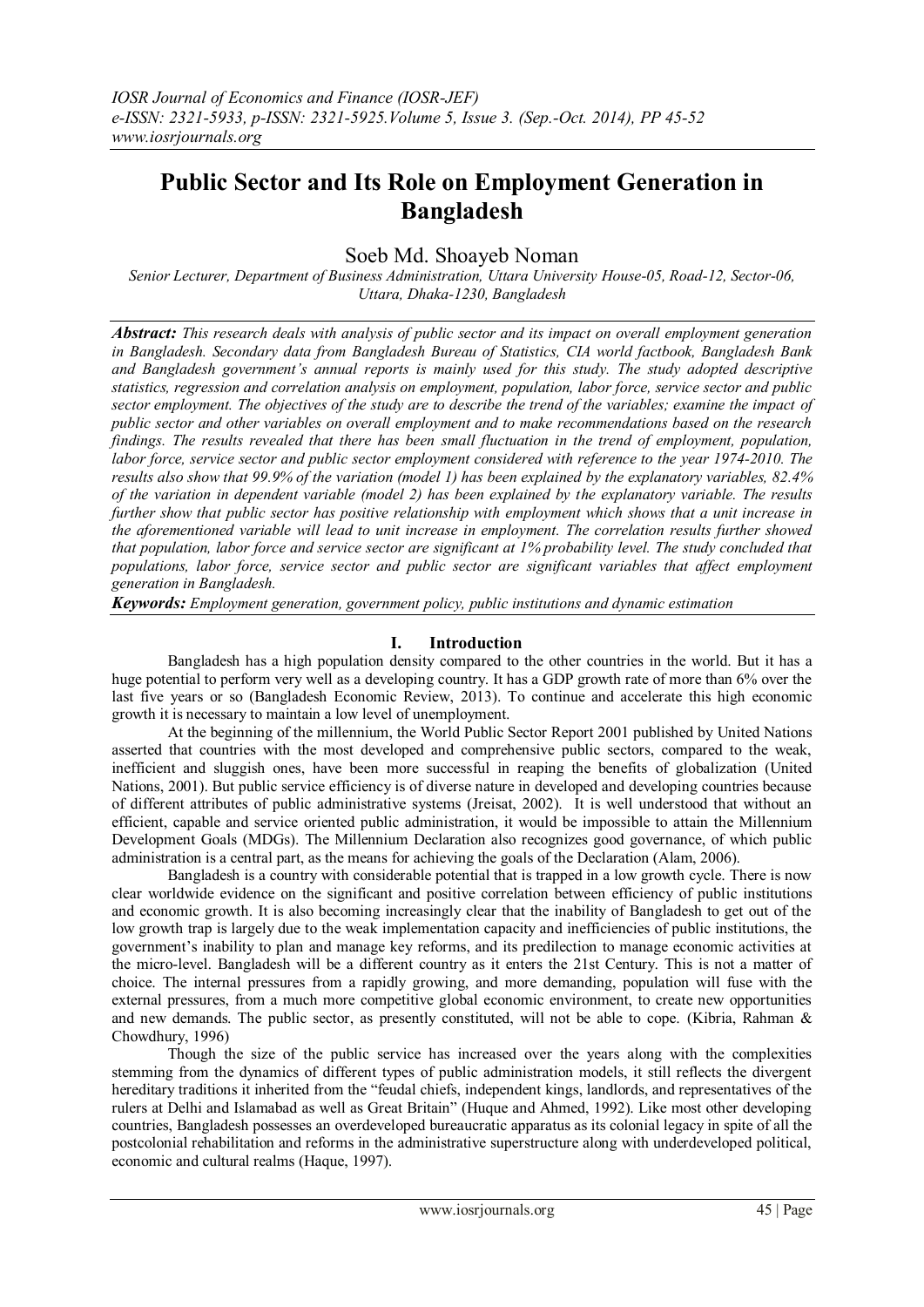# Public Sector and Its Role on Employment Generation in Bangladesh

Soeb Md. Shoayeb Noman

*Senior Lecturer, Department of Business Administration, Uttara University House-05, Road-12, Sector-06, Uttara, Dhaka-1230, Bangladesh*

***Abstract:*** *This research deals with analysis of public sector and its impact on overall employment generation in Bangladesh. Secondary data from Bangladesh Bureau of Statistics, CIA world factbook, Bangladesh Bank and Bangladesh government's annual reports is mainly used for this study. The study adopted descriptive statistics, regression and correlation analysis on employment, population, labor force, service sector and public sector employment. The objectives of the study are to describe the trend of the variables; examine the impact of public sector and other variables on overall employment and to make recommendations based on the research findings. The results revealed that there has been small fluctuation in the trend of employment, population, labor force, service sector and public sector employment considered with reference to the year 1974-2010. The results also show that 99.9% of the variation (model 1) has been explained by the explanatory variables, 82.4% of the variation in dependent variable (model 2) has been explained by the explanatory variable. The results further show that public sector has positive relationship with employment which shows that a unit increase in the aforementioned variable will lead to unit increase in employment. The correlation results further showed that population, labor force and service sector are significant at 1% probability level. The study concluded that populations, labor force, service sector and public sector are significant variables that affect employment generation in Bangladesh.*

***Keywords:*** *Employment generation, government policy, public institutions and dynamic estimation*

## I. Introduction

Bangladesh has a high population density compared to the other countries in the world. But it has a huge potential to perform very well as a developing country. It has a GDP growth rate of more than 6% over the last five years or so (Bangladesh Economic Review, 2013). To continue and accelerate this high economic growth it is necessary to maintain a low level of unemployment.

At the beginning of the millennium, the World Public Sector Report 2001 published by United Nations asserted that countries with the most developed and comprehensive public sectors, compared to the weak, inefficient and sluggish ones, have been more successful in reaping the benefits of globalization (United Nations, 2001). But public service efficiency is of diverse nature in developed and developing countries because of different attributes of public administrative systems (Jreisat, 2002). It is well understood that without an efficient, capable and service oriented public administration, it would be impossible to attain the Millennium Development Goals (MDGs). The Millennium Declaration also recognizes good governance, of which public administration is a central part, as the means for achieving the goals of the Declaration (Alam, 2006).

Bangladesh is a country with considerable potential that is trapped in a low growth cycle. There is now clear worldwide evidence on the significant and positive correlation between efficiency of public institutions and economic growth. It is also becoming increasingly clear that the inability of Bangladesh to get out of the low growth trap is largely due to the weak implementation capacity and inefficiencies of public institutions, the government's inability to plan and manage key reforms, and its predilection to manage economic activities at the micro-level. Bangladesh will be a different country as it enters the 21st Century. This is not a matter of choice. The internal pressures from a rapidly growing, and more demanding, population will fuse with the external pressures, from a much more competitive global economic environment, to create new opportunities and new demands. The public sector, as presently constituted, will not be able to cope. (Kibria, Rahman & Chowdhury, 1996)

Though the size of the public service has increased over the years along with the complexities stemming from the dynamics of different types of public administration models, it still reflects the divergent hereditary traditions it inherited from the "feudal chiefs, independent kings, landlords, and representatives of the rulers at Delhi and Islamabad as well as Great Britain" (Huque and Ahmed, 1992). Like most other developing countries, Bangladesh possesses an overdeveloped bureaucratic apparatus as its colonial legacy in spite of all the postcolonial rehabilitation and reforms in the administrative superstructure along with underdeveloped political, economic and cultural realms (Haque, 1997).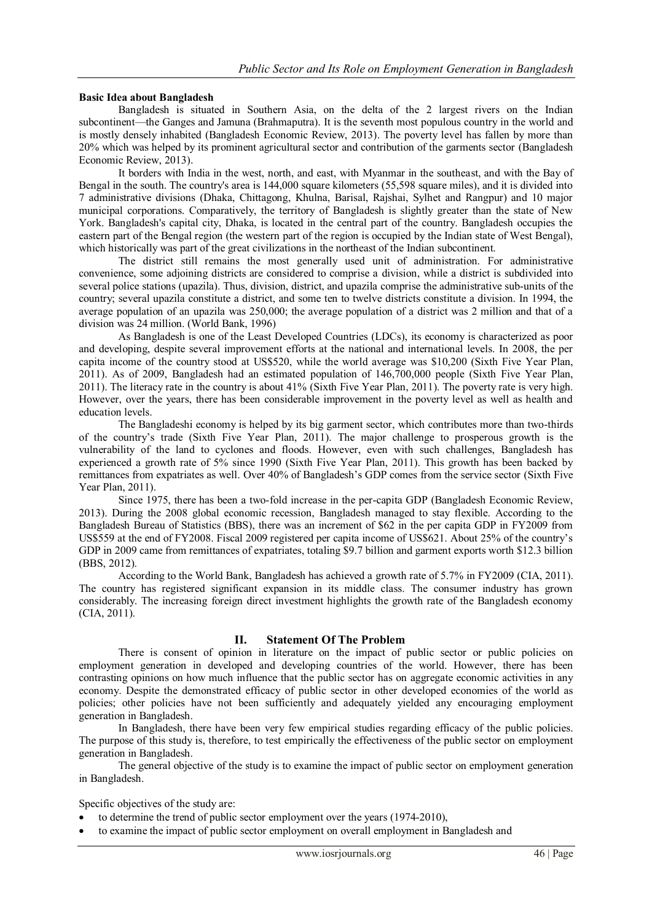**Basic Idea about Bangladesh**

Bangladesh is situated in Southern Asia, on the delta of the 2 largest rivers on the Indian subcontinent—the Ganges and Jamuna (Brahmaputra). It is the seventh most populous country in the world and is mostly densely inhabited (Bangladesh Economic Review, 2013). The poverty level has fallen by more than 20% which was helped by its prominent agricultural sector and contribution of the garments sector (Bangladesh Economic Review, 2013).

It borders with India in the west, north, and east, with Myanmar in the southeast, and with the Bay of Bengal in the south. The country's area is 144,000 square kilometers (55,598 square miles), and it is divided into 7 administrative divisions (Dhaka, Chittagong, Khulna, Barisal, Rajshai, Sylhet and Rangpur) and 10 major municipal corporations. Comparatively, the territory of Bangladesh is slightly greater than the state of New York. Bangladesh's capital city, Dhaka, is located in the central part of the country. Bangladesh occupies the eastern part of the Bengal region (the western part of the region is occupied by the Indian state of West Bengal), which historically was part of the great civilizations in the northeast of the Indian subcontinent.

The district still remains the most generally used unit of administration. For administrative convenience, some adjoining districts are considered to comprise a division, while a district is subdivided into several police stations (upazila). Thus, division, district, and upazila comprise the administrative sub-units of the country; several upazila constitute a district, and some ten to twelve districts constitute a division. In 1994, the average population of an upazila was 250,000; the average population of a district was 2 million and that of a division was 24 million. (World Bank, 1996)

As Bangladesh is one of the Least Developed Countries (LDCs), its economy is characterized as poor and developing, despite several improvement efforts at the national and international levels. In 2008, the per capita income of the country stood at US$520, while the world average was $10,200 (Sixth Five Year Plan, 2011). As of 2009, Bangladesh had an estimated population of 146,700,000 people (Sixth Five Year Plan, 2011). The literacy rate in the country is about 41% (Sixth Five Year Plan, 2011). The poverty rate is very high. However, over the years, there has been considerable improvement in the poverty level as well as health and education levels.

The Bangladeshi economy is helped by its big garment sector, which contributes more than two-thirds of the country's trade (Sixth Five Year Plan, 2011). The major challenge to prosperous growth is the vulnerability of the land to cyclones and floods. However, even with such challenges, Bangladesh has experienced a growth rate of 5% since 1990 (Sixth Five Year Plan, 2011). This growth has been backed by remittances from expatriates as well. Over 40% of Bangladesh's GDP comes from the service sector (Sixth Five Year Plan, 2011).

Since 1975, there has been a two-fold increase in the per-capita GDP (Bangladesh Economic Review, 2013). During the 2008 global economic recession, Bangladesh managed to stay flexible. According to the Bangladesh Bureau of Statistics (BBS), there was an increment of $62 in the per capita GDP in FY2009 from US$559 at the end of FY2008. Fiscal 2009 registered per capita income of US$621. About 25% of the country's GDP in 2009 came from remittances of expatriates, totaling $9.7 billion and garment exports worth $12.3 billion (BBS, 2012).

According to the World Bank, Bangladesh has achieved a growth rate of 5.7% in FY2009 (CIA, 2011). The country has registered significant expansion in its middle class. The consumer industry has grown considerably. The increasing foreign direct investment highlights the growth rate of the Bangladesh economy (CIA, 2011).

## II. Statement Of The Problem

There is consent of opinion in literature on the impact of public sector or public policies on employment generation in developed and developing countries of the world. However, there has been contrasting opinions on how much influence that the public sector has on aggregate economic activities in any economy. Despite the demonstrated efficacy of public sector in other developed economies of the world as policies; other policies have not been sufficiently and adequately yielded any encouraging employment generation in Bangladesh.

In Bangladesh, there have been very few empirical studies regarding efficacy of the public policies. The purpose of this study is, therefore, to test empirically the effectiveness of the public sector on employment generation in Bangladesh.

The general objective of the study is to examine the impact of public sector on employment generation in Bangladesh.

Specific objectives of the study are:

- to determine the trend of public sector employment over the years (1974-2010),
- to examine the impact of public sector employment on overall employment in Bangladesh and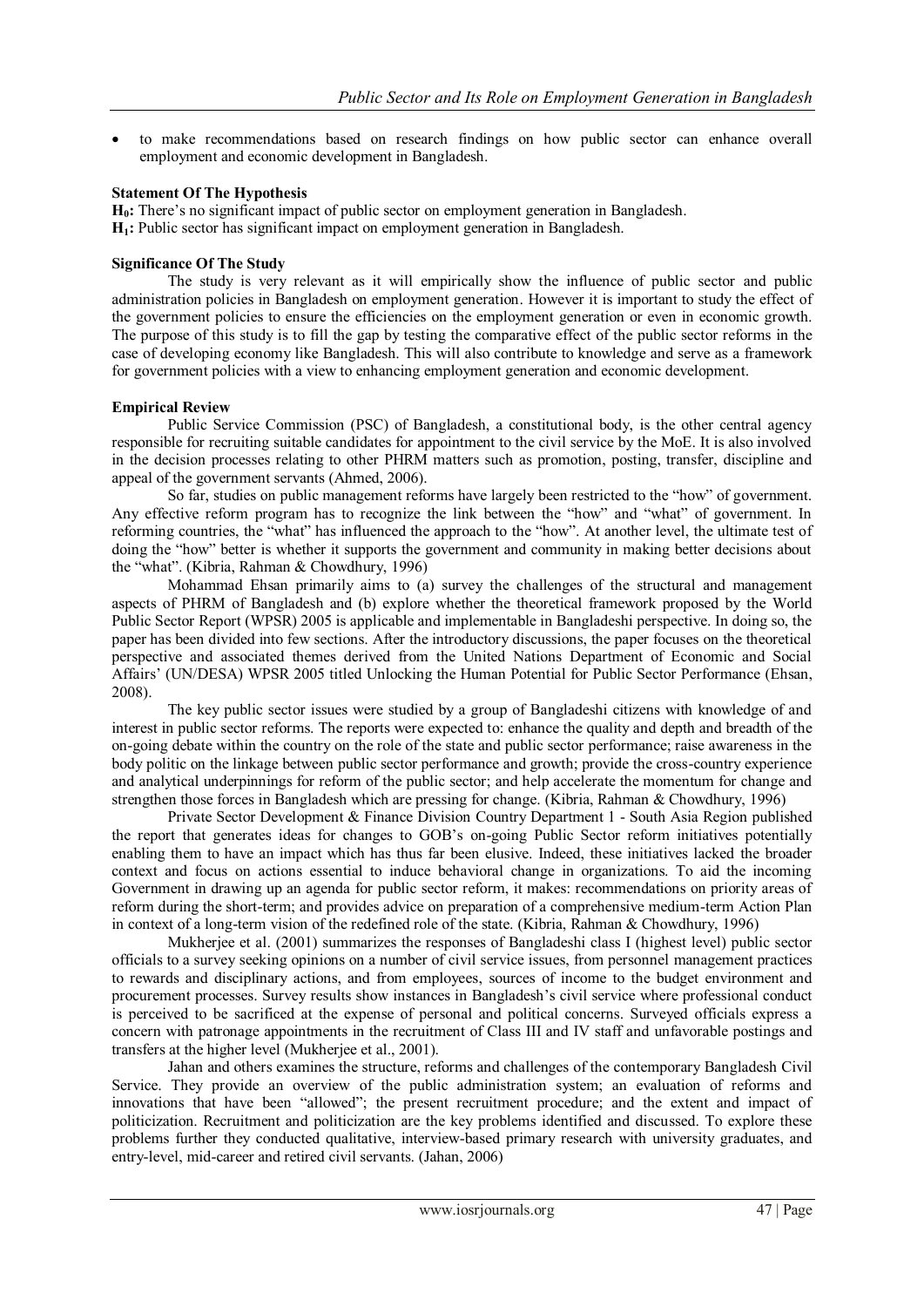- to make recommendations based on research findings on how public sector can enhance overall employment and economic development in Bangladesh.

**Statement Of The Hypothesis**

**$H_0$:** There's no significant impact of public sector on employment generation in Bangladesh.
**$H_1$:** Public sector has significant impact on employment generation in Bangladesh.

**Significance Of The Study**

The study is very relevant as it will empirically show the influence of public sector and public administration policies in Bangladesh on employment generation. However it is important to study the effect of the government policies to ensure the efficiencies on the employment generation or even in economic growth. The purpose of this study is to fill the gap by testing the comparative effect of the public sector reforms in the case of developing economy like Bangladesh. This will also contribute to knowledge and serve as a framework for government policies with a view to enhancing employment generation and economic development.

**Empirical Review**

Public Service Commission (PSC) of Bangladesh, a constitutional body, is the other central agency responsible for recruiting suitable candidates for appointment to the civil service by the MoE. It is also involved in the decision processes relating to other PHRM matters such as promotion, posting, transfer, discipline and appeal of the government servants (Ahmed, 2006).

So far, studies on public management reforms have largely been restricted to the "how" of government. Any effective reform program has to recognize the link between the "how" and "what" of government. In reforming countries, the "what" has influenced the approach to the "how". At another level, the ultimate test of doing the "how" better is whether it supports the government and community in making better decisions about the "what". (Kibria, Rahman & Chowdhury, 1996)

Mohammad Ehsan primarily aims to (a) survey the challenges of the structural and management aspects of PHRM of Bangladesh and (b) explore whether the theoretical framework proposed by the World Public Sector Report (WPSR) 2005 is applicable and implementable in Bangladeshi perspective. In doing so, the paper has been divided into few sections. After the introductory discussions, the paper focuses on the theoretical perspective and associated themes derived from the United Nations Department of Economic and Social Affairs' (UN/DESA) WPSR 2005 titled Unlocking the Human Potential for Public Sector Performance (Ehsan, 2008).

The key public sector issues were studied by a group of Bangladeshi citizens with knowledge of and interest in public sector reforms. The reports were expected to: enhance the quality and depth and breadth of the on-going debate within the country on the role of the state and public sector performance; raise awareness in the body politic on the linkage between public sector performance and growth; provide the cross-country experience and analytical underpinnings for reform of the public sector; and help accelerate the momentum for change and strengthen those forces in Bangladesh which are pressing for change. (Kibria, Rahman & Chowdhury, 1996)

Private Sector Development & Finance Division Country Department 1 - South Asia Region published the report that generates ideas for changes to GOB's on-going Public Sector reform initiatives potentially enabling them to have an impact which has thus far been elusive. Indeed, these initiatives lacked the broader context and focus on actions essential to induce behavioral change in organizations. To aid the incoming Government in drawing up an agenda for public sector reform, it makes: recommendations on priority areas of reform during the short-term; and provides advice on preparation of a comprehensive medium-term Action Plan in context of a long-term vision of the redefined role of the state. (Kibria, Rahman & Chowdhury, 1996)

Mukherjee et al. (2001) summarizes the responses of Bangladeshi class I (highest level) public sector officials to a survey seeking opinions on a number of civil service issues, from personnel management practices to rewards and disciplinary actions, and from employees, sources of income to the budget environment and procurement processes. Survey results show instances in Bangladesh's civil service where professional conduct is perceived to be sacrificed at the expense of personal and political concerns. Surveyed officials express a concern with patronage appointments in the recruitment of Class III and IV staff and unfavorable postings and transfers at the higher level (Mukherjee et al., 2001).

Jahan and others examines the structure, reforms and challenges of the contemporary Bangladesh Civil Service. They provide an overview of the public administration system; an evaluation of reforms and innovations that have been "allowed"; the present recruitment procedure; and the extent and impact of politicization. Recruitment and politicization are the key problems identified and discussed. To explore these problems further they conducted qualitative, interview-based primary research with university graduates, and entry-level, mid-career and retired civil servants. (Jahan, 2006)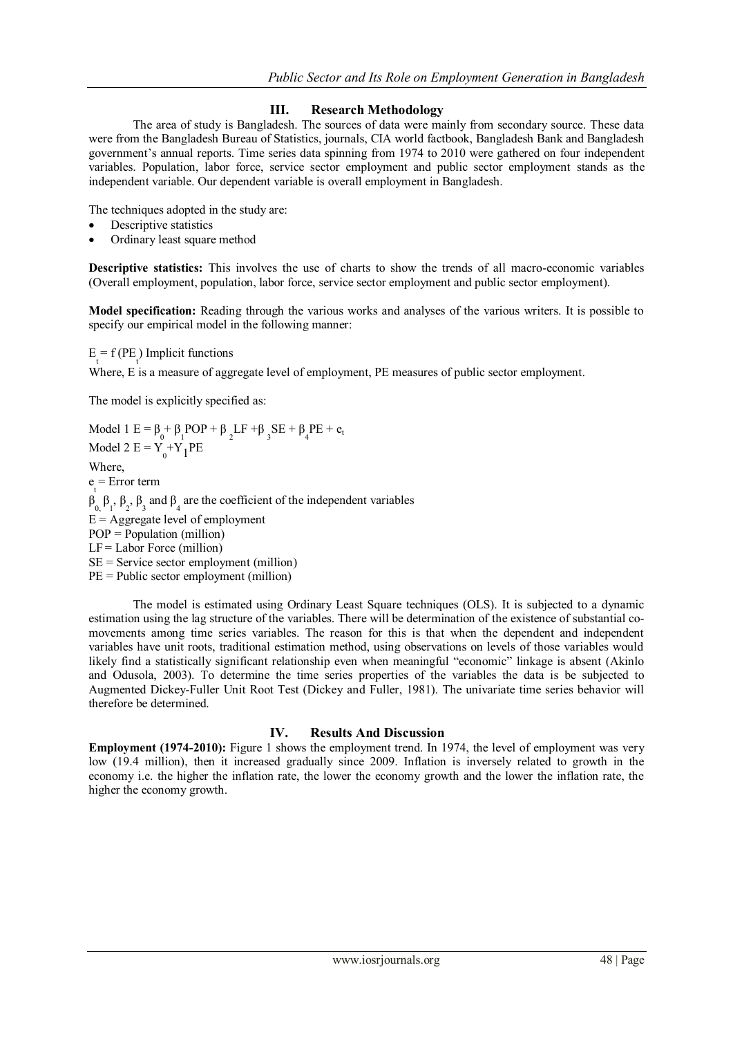## III. Research Methodology

The area of study is Bangladesh. The sources of data were mainly from secondary source. These data were from the Bangladesh Bureau of Statistics, journals, CIA world factbook, Bangladesh Bank and Bangladesh government's annual reports. Time series data spinning from 1974 to 2010 were gathered on four independent variables. Population, labor force, service sector employment and public sector employment stands as the independent variable. Our dependent variable is overall employment in Bangladesh.

The techniques adopted in the study are:

- Descriptive statistics
- Ordinary least square method

**Descriptive statistics:** This involves the use of charts to show the trends of all macro-economic variables (Overall employment, population, labor force, service sector employment and public sector employment).

**Model specification:** Reading through the various works and analyses of the various writers. It is possible to specify our empirical model in the following manner:

$E_t = f(PE_t)$ Implicit functions

Where, E is a measure of aggregate level of employment, PE measures of public sector employment.

The model is explicitly specified as:

Model 1 $E = \beta_0 + \beta_1 POP + \beta_2 LF + \beta_3 SE + \beta_4 PE + e_t$

Model 2 $E = Y_0 + Y_1 PE$

Where,

$e_t$ = Error term

$\beta_0, \beta_1, \beta_2, \beta_3$ and $\beta_4$ are the coefficient of the independent variables

E = Aggregate level of employment

POP = Population (million)

LF = Labor Force (million)

SE = Service sector employment (million)

PE = Public sector employment (million)

The model is estimated using Ordinary Least Square techniques (OLS). It is subjected to a dynamic estimation using the lag structure of the variables. There will be determination of the existence of substantial co-movements among time series variables. The reason for this is that when the dependent and independent variables have unit roots, traditional estimation method, using observations on levels of those variables would likely find a statistically significant relationship even when meaningful "economic" linkage is absent (Akinlo and Odusola, 2003). To determine the time series properties of the variables the data is be subjected to Augmented Dickey-Fuller Unit Root Test (Dickey and Fuller, 1981). The univariate time series behavior will therefore be determined.

## IV. Results And Discussion

**Employment (1974-2010):** Figure 1 shows the employment trend. In 1974, the level of employment was very low (19.4 million), then it increased gradually since 2009. Inflation is inversely related to growth in the economy i.e. the higher the inflation rate, the lower the economy growth and the lower the inflation rate, the higher the economy growth.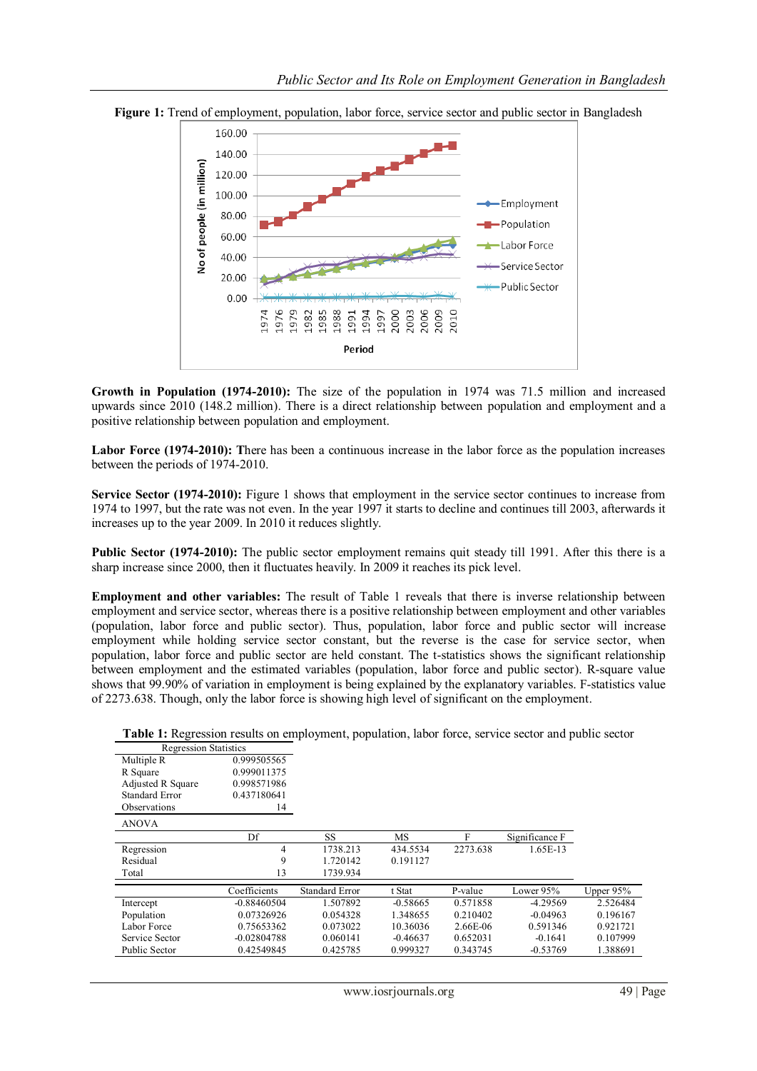**Figure 1:** Trend of employment, population, labor force, service sector and public sector in Bangladesh

**Growth in Population (1974-2010):** The size of the population in 1974 was 71.5 million and increased upwards since 2010 (148.2 million). There is a direct relationship between population and employment and a positive relationship between population and employment.

**Labor Force (1974-2010): T**here has been a continuous increase in the labor force as the population increases between the periods of 1974-2010.

**Service Sector (1974-2010):** Figure 1 shows that employment in the service sector continues to increase from 1974 to 1997, but the rate was not even. In the year 1997 it starts to decline and continues till 2003, afterwards it increases up to the year 2009. In 2010 it reduces slightly.

**Public Sector (1974-2010):** The public sector employment remains quit steady till 1991. After this there is a sharp increase since 2000, then it fluctuates heavily. In 2009 it reaches its pick level.

**Employment and other variables:** The result of Table 1 reveals that there is inverse relationship between employment and service sector, whereas there is a positive relationship between employment and other variables (population, labor force and public sector). Thus, population, labor force and public sector will increase employment while holding service sector constant, but the reverse is the case for service sector, when population, labor force and public sector are held constant. The t-statistics shows the significant relationship between employment and the estimated variables (population, labor force and public sector). R-square value shows that 99.90% of variation in employment is being explained by the explanatory variables. F-statistics value of 2273.638. Though, only the labor force is showing high level of significant on the employment.

**Table 1:** Regression results on employment, population, labor force, service sector and public sector

| Regression Statistics | |
|---|---|
| Multiple R | 0.999505565 |
| R Square | 0.999011375 |
| Adjusted R Square | 0.998571986 |
| Standard Error | 0.437180641 |
| Observations | 14 |

ANOVA

| | Df | SS | MS | F | Significance F |
|---|---|---|---|---|---|
| Regression | 4 | 1738.213 | 434.5534 | 2273.638 | 1.65E-13 |
| Residual | 9 | 1.720142 | 0.191127 | | |
| Total | 13 | 1739.934 | | | |

| | Coefficients | Standard Error | t Stat | P-value | Lower 95% | Upper 95% |
|---|---|---|---|---|---|---|
| Intercept | -0.88460504 | 1.507892 | -0.58665 | 0.571858 | -4.29569 | 2.526484 |
| Population | 0.07326926 | 0.054328 | 1.348655 | 0.210402 | -0.04963 | 0.196167 |
| Labor Force | 0.75653362 | 0.073022 | 10.36036 | 2.66E-06 | 0.591346 | 0.921721 |
| Service Sector | -0.02804788 | 0.060141 | -0.46637 | 0.652031 | -0.1641 | 0.107999 |
| Public Sector | 0.42549845 | 0.425785 | 0.999327 | 0.343745 | -0.53769 | 1.388691 |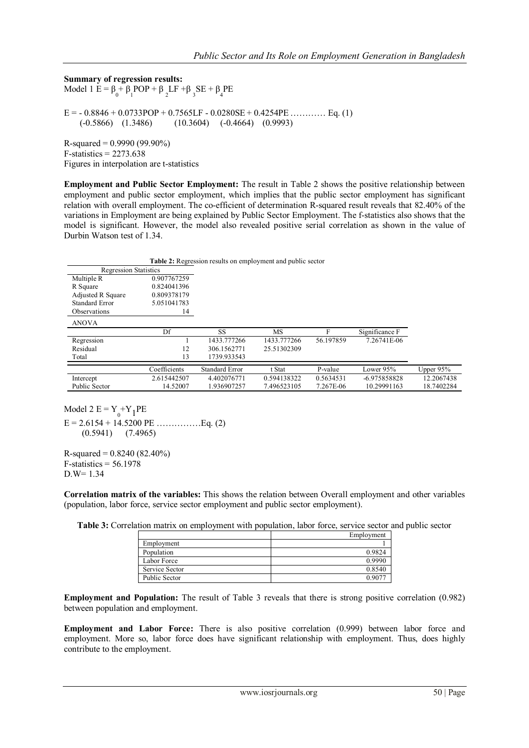**Summary of regression results:**

Model 1 $E = \beta_0 + \beta_1 POP + \beta_2 LF + \beta_3 SE + \beta_4 PE$

$$E = -0.8846 + 0.0733POP + 0.7565LF - 0.0280SE + 0.4254PE \quad \ldots\ldots\ldots\ldots \text{Eq. (1)}$$
$$(-0.5866) \quad (1.3486) \quad (10.3604) \quad (-0.4664) \quad (0.9993)$$

R-squared = 0.9990 (99.90%)
F-statistics = 2273.638
Figures in interpolation are t-statistics

**Employment and Public Sector Employment:** The result in Table 2 shows the positive relationship between employment and public sector employment, which implies that the public sector employment has significant relation with overall employment. The co-efficient of determination R-squared result reveals that 82.40% of the variations in Employment are being explained by Public Sector Employment. The f-statistics also shows that the model is significant. However, the model also revealed positive serial correlation as shown in the value of Durbin Watson test of 1.34.

**Table 2:** Regression results on employment and public sector

| Regression Statistics | |
|---|---|
| Multiple R | 0.907767259 |
| R Square | 0.824041396 |
| Adjusted R Square | 0.809378179 |
| Standard Error | 5.051041783 |
| Observations | 14 |

| ANOVA | | | | | |
|---|---|---|---|---|---|
| | Df | SS | MS | F | Significance F |
| Regression | 1 | 1433.777266 | 1433.777266 | 56.197859 | 7.26741E-06 |
| Residual | 12 | 306.1562771 | 25.51302309 | | |
| Total | 13 | 1739.933543 | | | |

| | Coefficients | Standard Error | t Stat | P-value | Lower 95% | Upper 95% |
|---|---|---|---|---|---|---|
| Intercept | 2.615442507 | 4.402076771 | 0.594138322 | 0.5634531 | -6.975858828 | 12.2067438 |
| Public Sector | 14.52007 | 1.936907257 | 7.496523105 | 7.267E-06 | 10.29991163 | 18.7402284 |

Model 2 $E = Y_0 + Y_1 PE$

$$E = 2.6154 + 14.5200\ PE \quad \ldots\ldots\ldots\ldots\ldots \text{Eq. (2)}$$
$$(0.5941) \quad (7.4965)$$

R-squared = 0.8240 (82.40%)
F-statistics = 56.1978
D.W= 1.34

**Correlation matrix of the variables:** This shows the relation between Overall employment and other variables (population, labor force, service sector employment and public sector employment).

**Table 3:** Correlation matrix on employment with population, labor force, service sector and public sector

| | Employment |
|---|---|
| Employment | 1 |
| Population | 0.9824 |
| Labor Force | 0.9990 |
| Service Sector | 0.8540 |
| Public Sector | 0.9077 |

**Employment and Population:** The result of Table 3 reveals that there is strong positive correlation (0.982) between population and employment.

**Employment and Labor Force:** There is also positive correlation (0.999) between labor force and employment. More so, labor force does have significant relationship with employment. Thus, does highly contribute to the employment.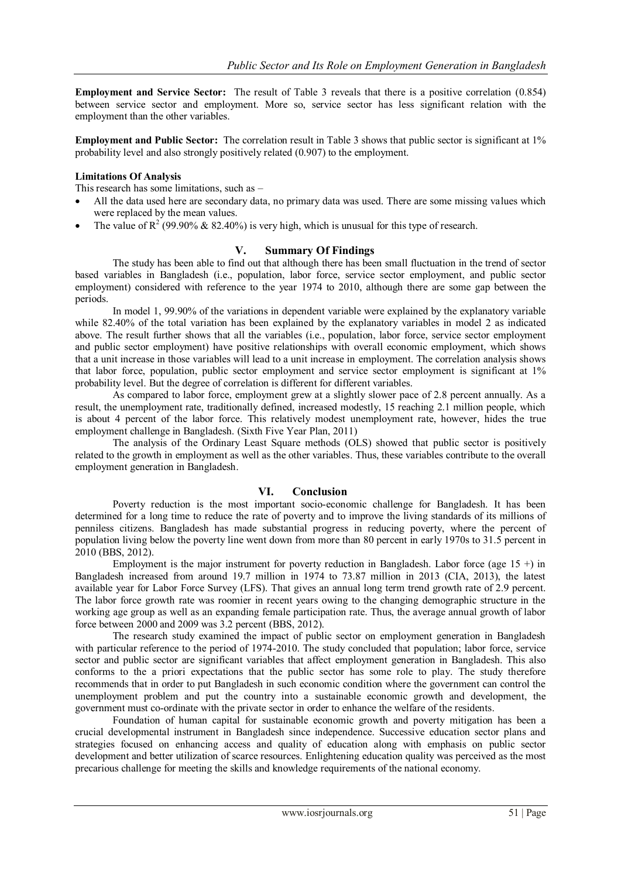**Employment and Service Sector:** The result of Table 3 reveals that there is a positive correlation (0.854) between service sector and employment. More so, service sector has less significant relation with the employment than the other variables.

**Employment and Public Sector:** The correlation result in Table 3 shows that public sector is significant at 1% probability level and also strongly positively related (0.907) to the employment.

**Limitations Of Analysis**

This research has some limitations, such as –

- All the data used here are secondary data, no primary data was used. There are some missing values which were replaced by the mean values.
- The value of $R^2$ (99.90% & 82.40%) is very high, which is unusual for this type of research.

## V. Summary Of Findings

The study has been able to find out that although there has been small fluctuation in the trend of sector based variables in Bangladesh (i.e., population, labor force, service sector employment, and public sector employment) considered with reference to the year 1974 to 2010, although there are some gap between the periods.

In model 1, 99.90% of the variations in dependent variable were explained by the explanatory variable while 82.40% of the total variation has been explained by the explanatory variables in model 2 as indicated above. The result further shows that all the variables (i.e., population, labor force, service sector employment and public sector employment) have positive relationships with overall economic employment, which shows that a unit increase in those variables will lead to a unit increase in employment. The correlation analysis shows that labor force, population, public sector employment and service sector employment is significant at 1% probability level. But the degree of correlation is different for different variables.

As compared to labor force, employment grew at a slightly slower pace of 2.8 percent annually. As a result, the unemployment rate, traditionally defined, increased modestly, 15 reaching 2.1 million people, which is about 4 percent of the labor force. This relatively modest unemployment rate, however, hides the true employment challenge in Bangladesh. (Sixth Five Year Plan, 2011)

The analysis of the Ordinary Least Square methods (OLS) showed that public sector is positively related to the growth in employment as well as the other variables. Thus, these variables contribute to the overall employment generation in Bangladesh.

## VI. Conclusion

Poverty reduction is the most important socio-economic challenge for Bangladesh. It has been determined for a long time to reduce the rate of poverty and to improve the living standards of its millions of penniless citizens. Bangladesh has made substantial progress in reducing poverty, where the percent of population living below the poverty line went down from more than 80 percent in early 1970s to 31.5 percent in 2010 (BBS, 2012).

Employment is the major instrument for poverty reduction in Bangladesh. Labor force (age 15 +) in Bangladesh increased from around 19.7 million in 1974 to 73.87 million in 2013 (CIA, 2013), the latest available year for Labor Force Survey (LFS). That gives an annual long term trend growth rate of 2.9 percent. The labor force growth rate was roomier in recent years owing to the changing demographic structure in the working age group as well as an expanding female participation rate. Thus, the average annual growth of labor force between 2000 and 2009 was 3.2 percent (BBS, 2012).

The research study examined the impact of public sector on employment generation in Bangladesh with particular reference to the period of 1974-2010. The study concluded that population; labor force, service sector and public sector are significant variables that affect employment generation in Bangladesh. This also conforms to the a priori expectations that the public sector has some role to play. The study therefore recommends that in order to put Bangladesh in such economic condition where the government can control the unemployment problem and put the country into a sustainable economic growth and development, the government must co-ordinate with the private sector in order to enhance the welfare of the residents.

Foundation of human capital for sustainable economic growth and poverty mitigation has been a crucial developmental instrument in Bangladesh since independence. Successive education sector plans and strategies focused on enhancing access and quality of education along with emphasis on public sector development and better utilization of scarce resources. Enlightening education quality was perceived as the most precarious challenge for meeting the skills and knowledge requirements of the national economy.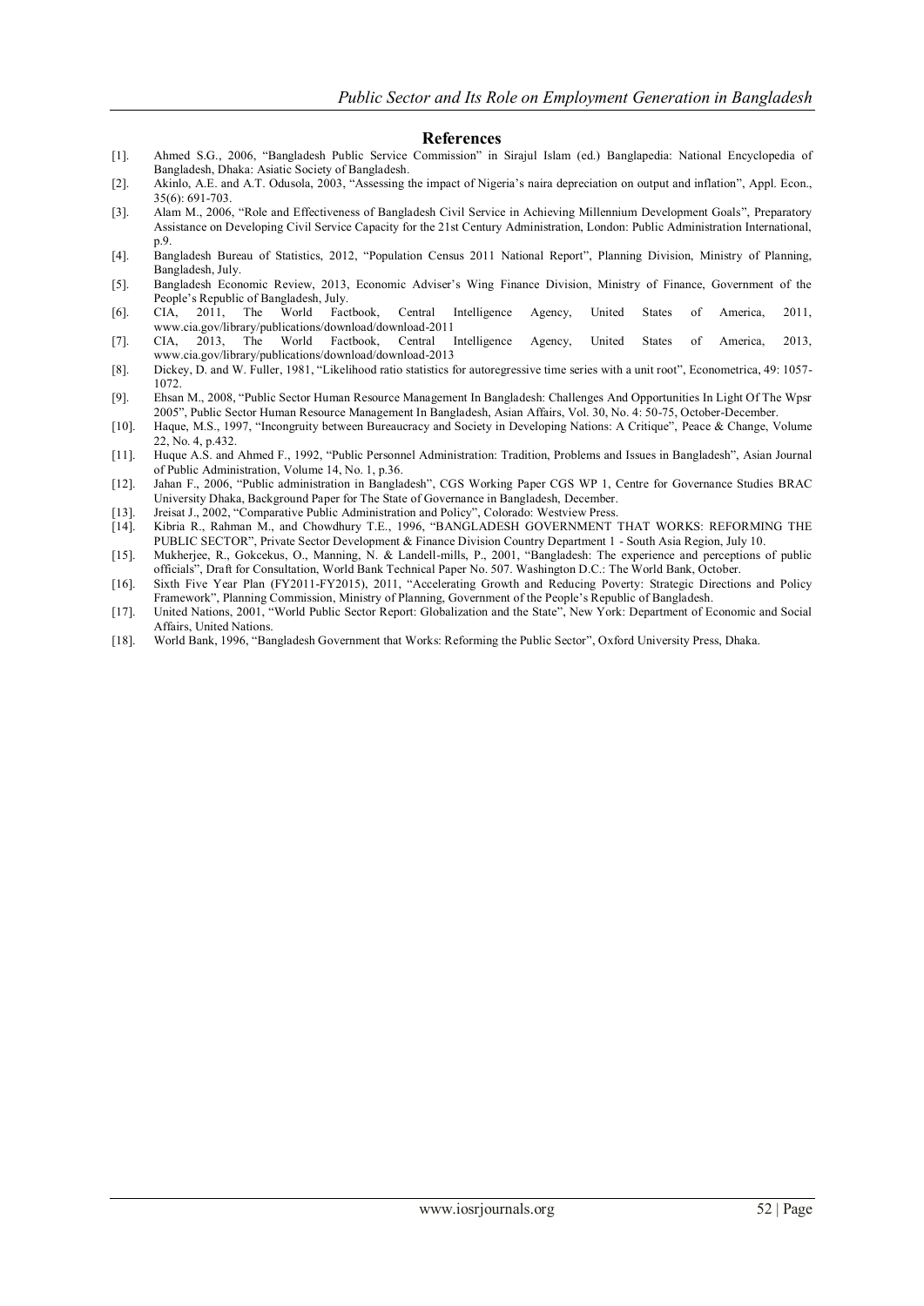## References

[1]. Ahmed S.G., 2006, "Bangladesh Public Service Commission" in Sirajul Islam (ed.) Banglapedia: National Encyclopedia of Bangladesh, Dhaka: Asiatic Society of Bangladesh.

[2]. Akinlo, A.E. and A.T. Odusola, 2003, "Assessing the impact of Nigeria's naira depreciation on output and inflation", Appl. Econ., 35(6): 691-703.

[3]. Alam M., 2006, "Role and Effectiveness of Bangladesh Civil Service in Achieving Millennium Development Goals", Preparatory Assistance on Developing Civil Service Capacity for the 21st Century Administration, London: Public Administration International, p.9.

[4]. Bangladesh Bureau of Statistics, 2012, "Population Census 2011 National Report", Planning Division, Ministry of Planning, Bangladesh, July.

[5]. Bangladesh Economic Review, 2013, Economic Adviser's Wing Finance Division, Ministry of Finance, Government of the People's Republic of Bangladesh, July.

[6]. CIA, 2011, The World Factbook, Central Intelligence Agency, United States of America, 2011, www.cia.gov/library/publications/download/download-2011

[7]. CIA, 2013, The World Factbook, Central Intelligence Agency, United States of America, 2013, www.cia.gov/library/publications/download/download-2013

[8]. Dickey, D. and W. Fuller, 1981, "Likelihood ratio statistics for autoregressive time series with a unit root", Econometrica, 49: 1057-1072.

[9]. Ehsan M., 2008, "Public Sector Human Resource Management In Bangladesh: Challenges And Opportunities In Light Of The Wpsr 2005", Public Sector Human Resource Management In Bangladesh, Asian Affairs, Vol. 30, No. 4: 50-75, October-December.

[10]. Haque, M.S., 1997, "Incongruity between Bureaucracy and Society in Developing Nations: A Critique", Peace & Change, Volume 22, No. 4, p.432.

[11]. Huque A.S. and Ahmed F., 1992, "Public Personnel Administration: Tradition, Problems and Issues in Bangladesh", Asian Journal of Public Administration, Volume 14, No. 1, p.36.

[12]. Jahan F., 2006, "Public administration in Bangladesh", CGS Working Paper CGS WP 1, Centre for Governance Studies BRAC University Dhaka, Background Paper for The State of Governance in Bangladesh, December.

[13]. Jreisat J., 2002, "Comparative Public Administration and Policy", Colorado: Westview Press.

[14]. Kibria R., Rahman M., and Chowdhury T.E., 1996, "BANGLADESH GOVERNMENT THAT WORKS: REFORMING THE PUBLIC SECTOR", Private Sector Development & Finance Division Country Department 1 - South Asia Region, July 10.

[15]. Mukherjee, R., Gokcekus, O., Manning, N. & Landell-mills, P., 2001, "Bangladesh: The experience and perceptions of public officials", Draft for Consultation, World Bank Technical Paper No. 507. Washington D.C.: The World Bank, October.

[16]. Sixth Five Year Plan (FY2011-FY2015), 2011, "Accelerating Growth and Reducing Poverty: Strategic Directions and Policy Framework", Planning Commission, Ministry of Planning, Government of the People's Republic of Bangladesh.

[17]. United Nations, 2001, "World Public Sector Report: Globalization and the State", New York: Department of Economic and Social Affairs, United Nations.

[18]. World Bank, 1996, "Bangladesh Government that Works: Reforming the Public Sector", Oxford University Press, Dhaka.